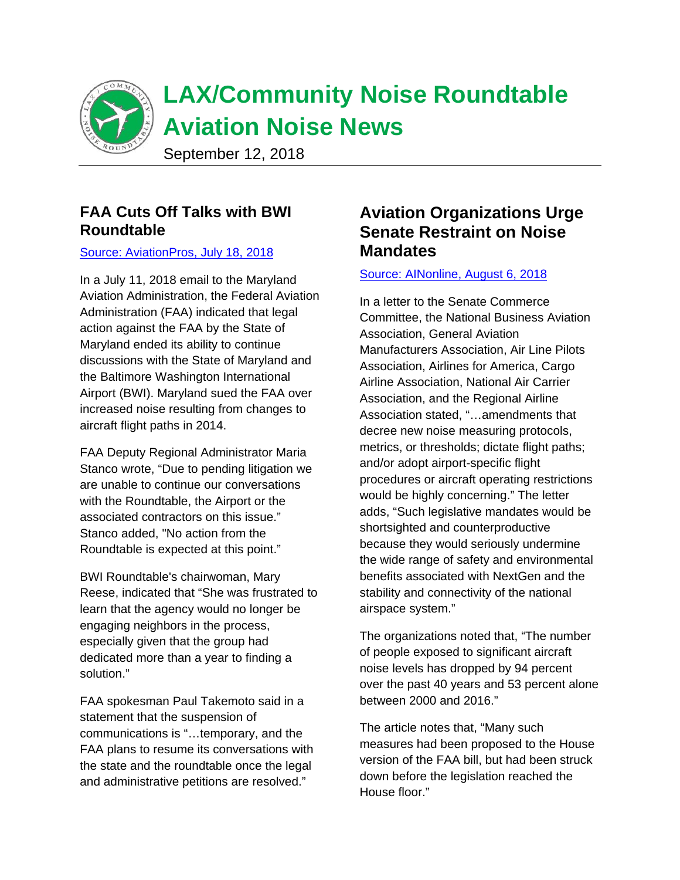# LAX/Community Noise Roundtable Aviation Noise News

September 12, 2018

## FAA Cuts Off Talks with BWI Roundtable

Source: AviationPros, July 18, 2018

In a July 11, 2018 email to the Maryland Aviation Administration, the Federal Aviation Administration (FAA) indicated that legal action against the FAA by the State of Maryland ended its ability to continue discussions with the State of Maryland and the Baltimore Washington International Airport (BWI). Maryland sued the FAA over increased noise resulting from changes to aircraft flight paths in 2014.

FAA Deputy Regional Administrator Maria Stanco wrote, "Due to pending litigation we are unable to continue our conversations with the Roundtable, the Airport or the associated contractors on this issue." Stanco added, "No action from the Roundtable is expected at this point."

BWI Roundtable's chairwoman, Mary Reese, indicated that "She was frustrated to learn that the agency would no longer be engaging neighbors in the process, especially given that the group had dedicated more than a year to finding a solution."

FAA spokesman Paul Takemoto said in a statement that the suspension of communications is "…temporary, and the FAA plans to resume its conversations with the state and the roundtable once the legal and administrative petitions are resolved."

## Aviation Organizations Urge Senate Restraint on Noise Mandates

Source: AINonline, August 6, 2018

In a letter to the Senate Commerce Committee, the National Business Aviation Association, General Aviation Manufacturers Association, Air Line Pilots Association, Airlines for America, Cargo Airline Association, National Air Carrier Association, and the Regional Airline Association stated, "…amendments that decree new noise measuring protocols, metrics, or thresholds; dictate flight paths; and/or adopt airport-specific flight procedures or aircraft operating restrictions would be highly concerning." The letter adds, "Such legislative mandates would be shortsighted and counterproductive because they would seriously undermine the wide range of safety and environmental benefits associated with NextGen and the stability and connectivity of the national airspace system."

The organizations noted that, "The number of people exposed to significant aircraft noise levels has dropped by 94 percent over the past 40 years and 53 percent alone between 2000 and 2016."

The article notes that, "Many such measures had been proposed to the House version of the FAA bill, but had been struck down before the legislation reached the House floor."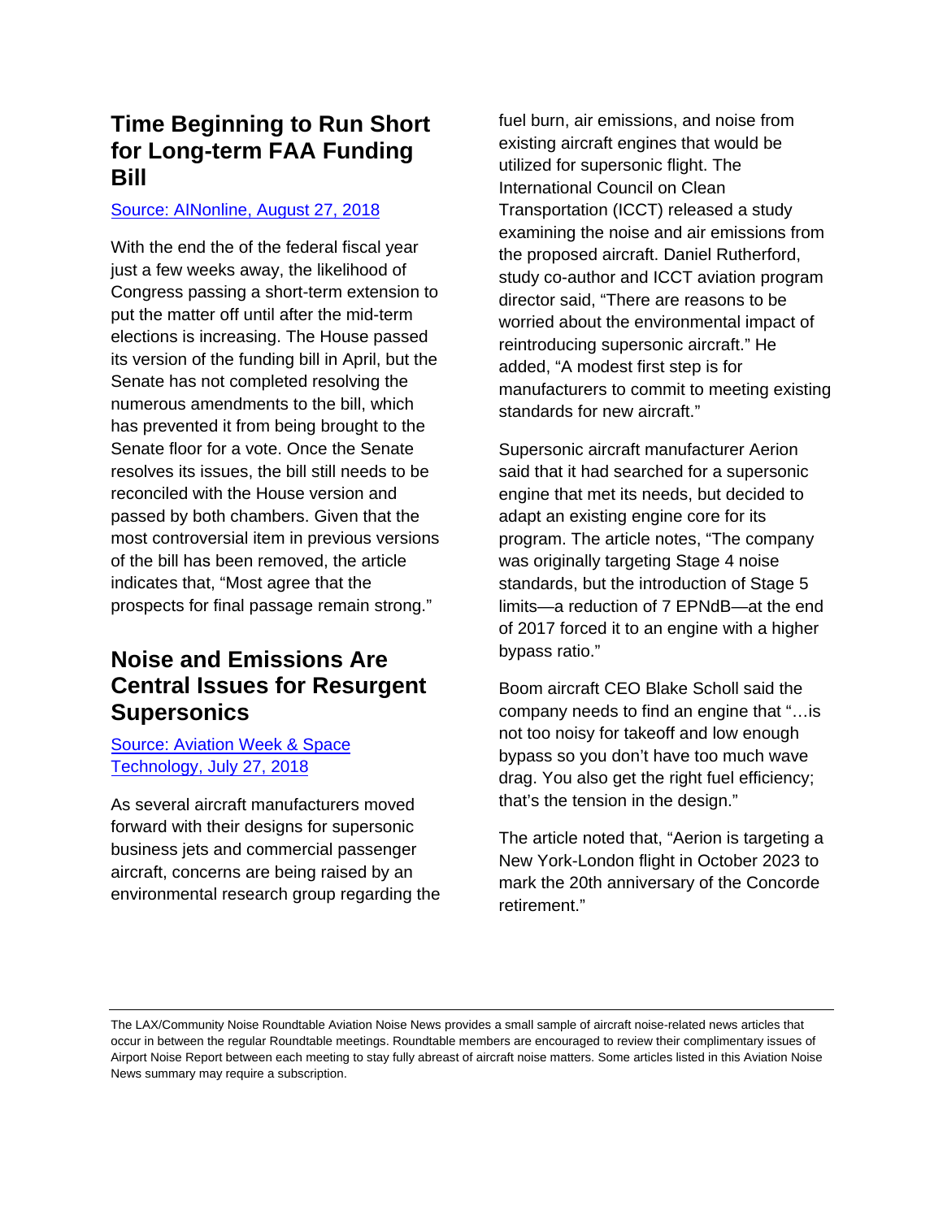## Time Beginning to Run Short for Long-term FAA Funding Bill

[Source: AINonline, August 27, 2018]

With the end the of the federal fiscal year just a few weeks away, the likelihood of Congress passing a short-term extension to put the matter off until after the mid-term elections is increasing. The House passed its version of the funding bill in April, but the Senate has not completed resolving the numerous amendments to the bill, which has prevented it from being brought to the Senate floor for a vote. Once the Senate resolves its issues, the bill still needs to be reconciled with the House version and passed by both chambers. Given that the most controversial item in previous versions of the bill has been removed, the article indicates that, "Most agree that the prospects for final passage remain strong."

## Noise and Emissions Are Central Issues for Resurgent Supersonics

[Source: Aviation Week & Space Technology, July 27, 2018]

As several aircraft manufacturers moved forward with their designs for supersonic business jets and commercial passenger aircraft, concerns are being raised by an environmental research group regarding the fuel burn, air emissions, and noise from existing aircraft engines that would be utilized for supersonic flight. The International Council on Clean Transportation (ICCT) released a study examining the noise and air emissions from the proposed aircraft. Daniel Rutherford, study co-author and ICCT aviation program director said, "There are reasons to be worried about the environmental impact of reintroducing supersonic aircraft." He added, "A modest first step is for manufacturers to commit to meeting existing standards for new aircraft."

Supersonic aircraft manufacturer Aerion said that it had searched for a supersonic engine that met its needs, but decided to adapt an existing engine core for its program. The article notes, "The company was originally targeting Stage 4 noise standards, but the introduction of Stage 5 limits—a reduction of 7 EPNdB—at the end of 2017 forced it to an engine with a higher bypass ratio."

Boom aircraft CEO Blake Scholl said the company needs to find an engine that "…is not too noisy for takeoff and low enough bypass so you don't have too much wave drag. You also get the right fuel efficiency; that's the tension in the design."

The article noted that, "Aerion is targeting a New York-London flight in October 2023 to mark the 20th anniversary of the Concorde retirement."

---

The LAX/Community Noise Roundtable Aviation Noise News provides a small sample of aircraft noise-related news articles that occur in between the regular Roundtable meetings. Roundtable members are encouraged to review their complimentary issues of Airport Noise Report between each meeting to stay fully abreast of aircraft noise matters. Some articles listed in this Aviation Noise News summary may require a subscription.